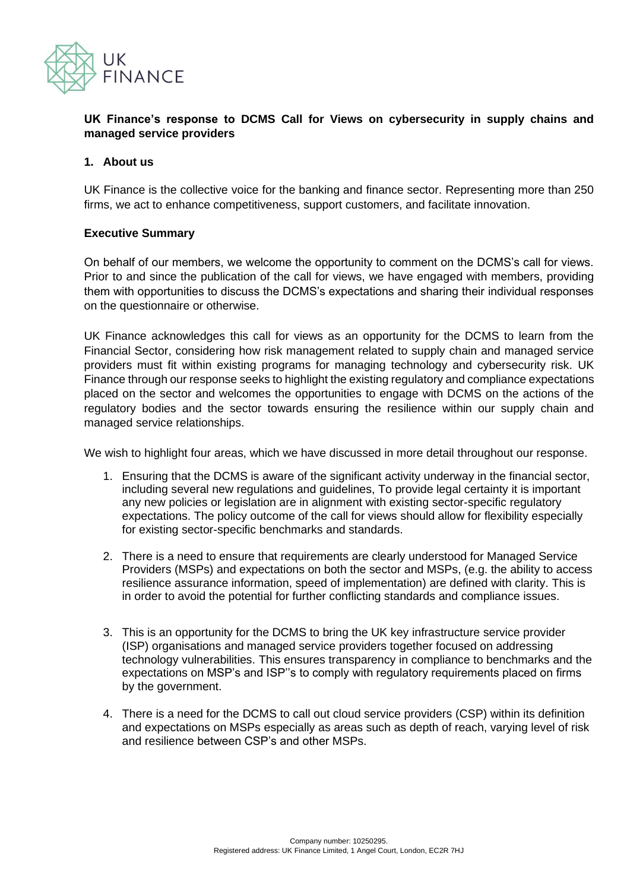UK FINANCE

**UK Finance's response to DCMS Call for Views on cybersecurity in supply chains and managed service providers**

## 1. About us

UK Finance is the collective voice for the banking and finance sector. Representing more than 250 firms, we act to enhance competitiveness, support customers, and facilitate innovation.

## Executive Summary

On behalf of our members, we welcome the opportunity to comment on the DCMS's call for views. Prior to and since the publication of the call for views, we have engaged with members, providing them with opportunities to discuss the DCMS's expectations and sharing their individual responses on the questionnaire or otherwise.

UK Finance acknowledges this call for views as an opportunity for the DCMS to learn from the Financial Sector, considering how risk management related to supply chain and managed service providers must fit within existing programs for managing technology and cybersecurity risk. UK Finance through our response seeks to highlight the existing regulatory and compliance expectations placed on the sector and welcomes the opportunities to engage with DCMS on the actions of the regulatory bodies and the sector towards ensuring the resilience within our supply chain and managed service relationships.

We wish to highlight four areas, which we have discussed in more detail throughout our response.

1. Ensuring that the DCMS is aware of the significant activity underway in the financial sector, including several new regulations and guidelines, To provide legal certainty it is important any new policies or legislation are in alignment with existing sector-specific regulatory expectations. The policy outcome of the call for views should allow for flexibility especially for existing sector-specific benchmarks and standards.

2. There is a need to ensure that requirements are clearly understood for Managed Service Providers (MSPs) and expectations on both the sector and MSPs, (e.g. the ability to access resilience assurance information, speed of implementation) are defined with clarity. This is in order to avoid the potential for further conflicting standards and compliance issues.

3. This is an opportunity for the DCMS to bring the UK key infrastructure service provider (ISP) organisations and managed service providers together focused on addressing technology vulnerabilities. This ensures transparency in compliance to benchmarks and the expectations on MSP's and ISP''s to comply with regulatory requirements placed on firms by the government.

4. There is a need for the DCMS to call out cloud service providers (CSP) within its definition and expectations on MSPs especially as areas such as depth of reach, varying level of risk and resilience between CSP's and other MSPs.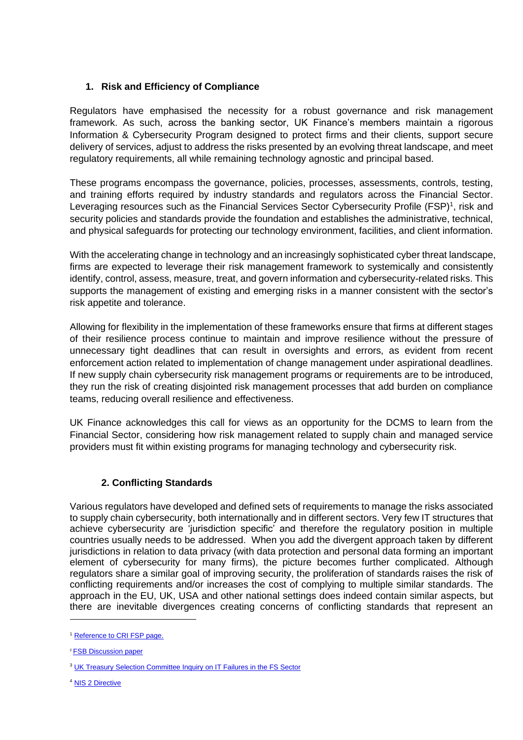## 1. Risk and Efficiency of Compliance

Regulators have emphasised the necessity for a robust governance and risk management framework. As such, across the banking sector, UK Finance's members maintain a rigorous Information & Cybersecurity Program designed to protect firms and their clients, support secure delivery of services, adjust to address the risks presented by an evolving threat landscape, and meet regulatory requirements, all while remaining technology agnostic and principal based.

These programs encompass the governance, policies, processes, assessments, controls, testing, and training efforts required by industry standards and regulators across the Financial Sector. Leveraging resources such as the Financial Services Sector Cybersecurity Profile (FSP)[1], risk and security policies and standards provide the foundation and establishes the administrative, technical, and physical safeguards for protecting our technology environment, facilities, and client information.

With the accelerating change in technology and an increasingly sophisticated cyber threat landscape, firms are expected to leverage their risk management framework to systemically and consistently identify, control, assess, measure, treat, and govern information and cybersecurity-related risks. This supports the management of existing and emerging risks in a manner consistent with the sector's risk appetite and tolerance.

Allowing for flexibility in the implementation of these frameworks ensure that firms at different stages of their resilience process continue to maintain and improve resilience without the pressure of unnecessary tight deadlines that can result in oversights and errors, as evident from recent enforcement action related to implementation of change management under aspirational deadlines. If new supply chain cybersecurity risk management programs or requirements are to be introduced, they run the risk of creating disjointed risk management processes that add burden on compliance teams, reducing overall resilience and effectiveness.

UK Finance acknowledges this call for views as an opportunity for the DCMS to learn from the Financial Sector, considering how risk management related to supply chain and managed service providers must fit within existing programs for managing technology and cybersecurity risk.

## 2. Conflicting Standards

Various regulators have developed and defined sets of requirements to manage the risks associated to supply chain cybersecurity, both internationally and in different sectors. Very few IT structures that achieve cybersecurity are 'jurisdiction specific' and therefore the regulatory position in multiple countries usually needs to be addressed. When you add the divergent approach taken by different jurisdictions in relation to data privacy (with data protection and personal data forming an important element of cybersecurity for many firms), the picture becomes further complicated. Although regulators share a similar goal of improving security, the proliferation of standards raises the risk of conflicting requirements and/or increases the cost of complying to multiple similar standards. The approach in the EU, UK, USA and other national settings does indeed contain similar aspects, but there are inevitable divergences creating concerns of conflicting standards that represent an

[1] Reference to CRI FSP page.

[2] FSB Discussion paper

[3] UK Treasury Selection Committee Inquiry on IT Failures in the FS Sector

[4] NIS 2 Directive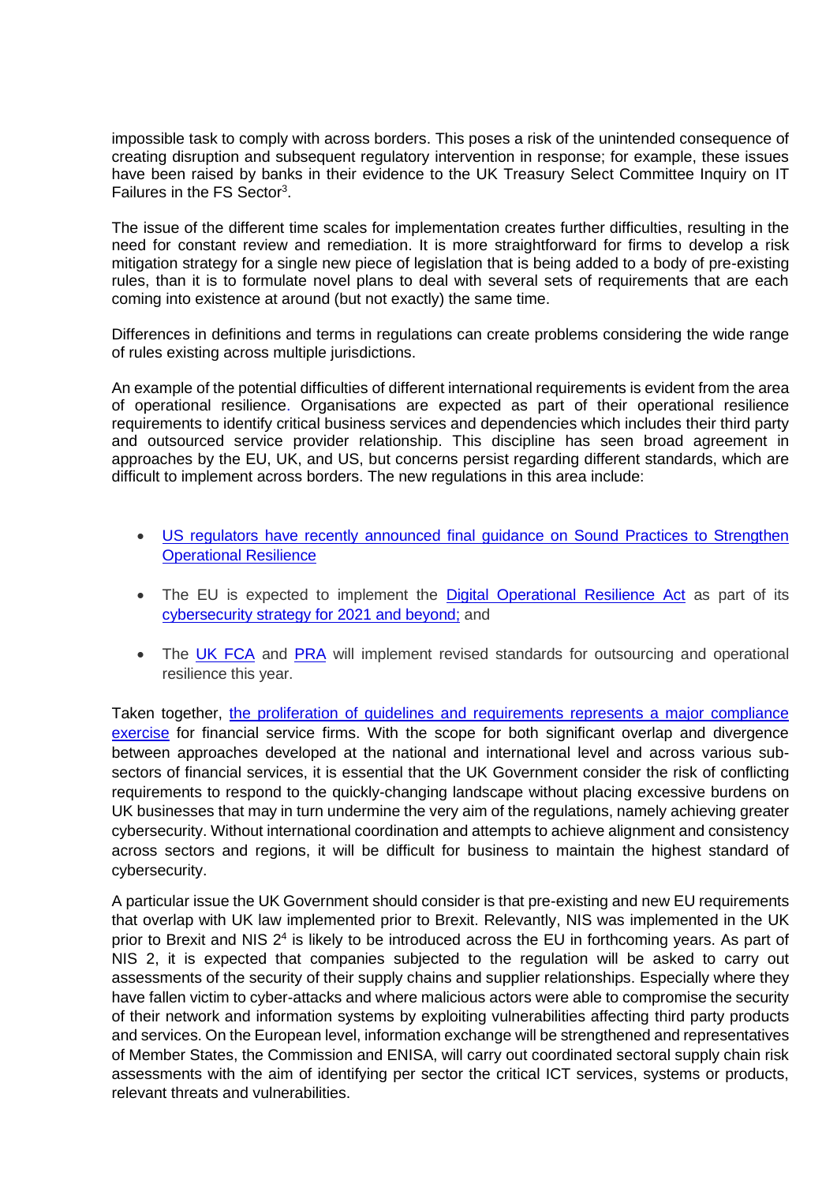impossible task to comply with across borders. This poses a risk of the unintended consequence of creating disruption and subsequent regulatory intervention in response; for example, these issues have been raised by banks in their evidence to the UK Treasury Select Committee Inquiry on IT Failures in the FS Sector[3].

The issue of the different time scales for implementation creates further difficulties, resulting in the need for constant review and remediation. It is more straightforward for firms to develop a risk mitigation strategy for a single new piece of legislation that is being added to a body of pre-existing rules, than it is to formulate novel plans to deal with several sets of requirements that are each coming into existence at around (but not exactly) the same time.

Differences in definitions and terms in regulations can create problems considering the wide range of rules existing across multiple jurisdictions.

An example of the potential difficulties of different international requirements is evident from the area of operational resilience. Organisations are expected as part of their operational resilience requirements to identify critical business services and dependencies which includes their third party and outsourced service provider relationship. This discipline has seen broad agreement in approaches by the EU, UK, and US, but concerns persist regarding different standards, which are difficult to implement across borders. The new regulations in this area include:

- US regulators have recently announced final guidance on Sound Practices to Strengthen Operational Resilience
- The EU is expected to implement the Digital Operational Resilience Act as part of its cybersecurity strategy for 2021 and beyond; and
- The UK FCA and PRA will implement revised standards for outsourcing and operational resilience this year.

Taken together, the proliferation of guidelines and requirements represents a major compliance exercise for financial service firms. With the scope for both significant overlap and divergence between approaches developed at the national and international level and across various sub-sectors of financial services, it is essential that the UK Government consider the risk of conflicting requirements to respond to the quickly-changing landscape without placing excessive burdens on UK businesses that may in turn undermine the very aim of the regulations, namely achieving greater cybersecurity. Without international coordination and attempts to achieve alignment and consistency across sectors and regions, it will be difficult for business to maintain the highest standard of cybersecurity.

A particular issue the UK Government should consider is that pre-existing and new EU requirements that overlap with UK law implemented prior to Brexit. Relevantly, NIS was implemented in the UK prior to Brexit and NIS 2[4] is likely to be introduced across the EU in forthcoming years. As part of NIS 2, it is expected that companies subjected to the regulation will be asked to carry out assessments of the security of their supply chains and supplier relationships. Especially where they have fallen victim to cyber-attacks and where malicious actors were able to compromise the security of their network and information systems by exploiting vulnerabilities affecting third party products and services. On the European level, information exchange will be strengthened and representatives of Member States, the Commission and ENISA, will carry out coordinated sectoral supply chain risk assessments with the aim of identifying per sector the critical ICT services, systems or products, relevant threats and vulnerabilities.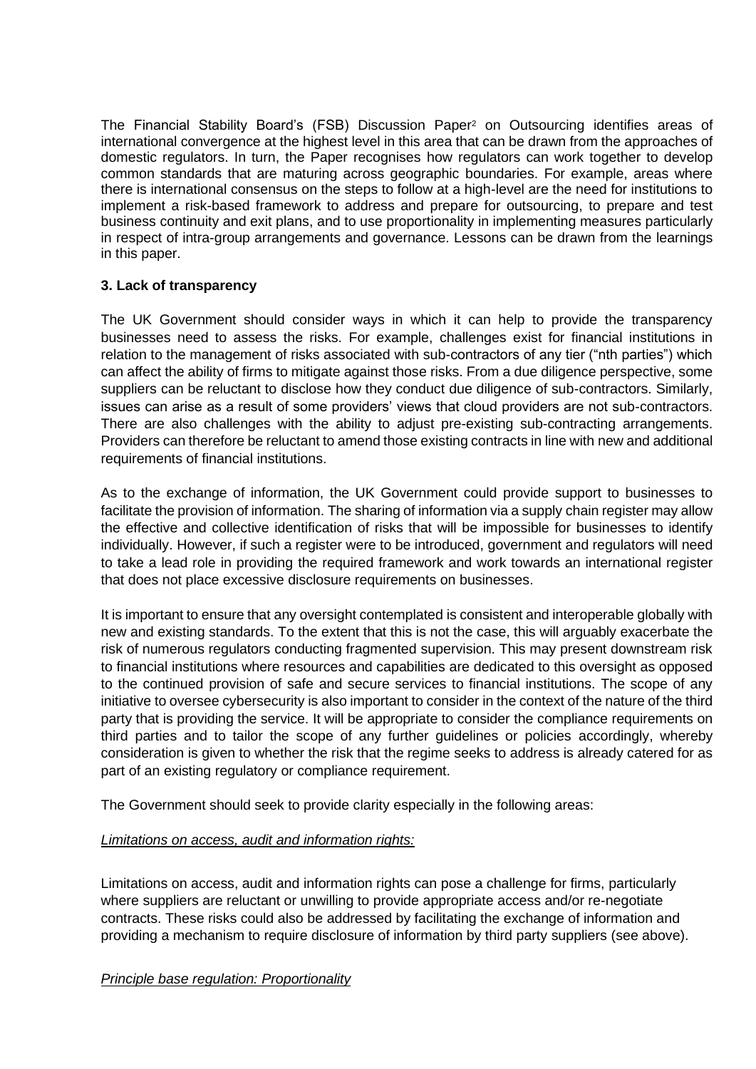The Financial Stability Board's (FSB) Discussion Paper[2] on Outsourcing identifies areas of international convergence at the highest level in this area that can be drawn from the approaches of domestic regulators. In turn, the Paper recognises how regulators can work together to develop common standards that are maturing across geographic boundaries. For example, areas where there is international consensus on the steps to follow at a high-level are the need for institutions to implement a risk-based framework to address and prepare for outsourcing, to prepare and test business continuity and exit plans, and to use proportionality in implementing measures particularly in respect of intra-group arrangements and governance. Lessons can be drawn from the learnings in this paper.

**3. Lack of transparency**

The UK Government should consider ways in which it can help to provide the transparency businesses need to assess the risks. For example, challenges exist for financial institutions in relation to the management of risks associated with sub-contractors of any tier ("nth parties") which can affect the ability of firms to mitigate against those risks. From a due diligence perspective, some suppliers can be reluctant to disclose how they conduct due diligence of sub-contractors. Similarly, issues can arise as a result of some providers' views that cloud providers are not sub-contractors. There are also challenges with the ability to adjust pre-existing sub-contracting arrangements. Providers can therefore be reluctant to amend those existing contracts in line with new and additional requirements of financial institutions.

As to the exchange of information, the UK Government could provide support to businesses to facilitate the provision of information. The sharing of information via a supply chain register may allow the effective and collective identification of risks that will be impossible for businesses to identify individually. However, if such a register were to be introduced, government and regulators will need to take a lead role in providing the required framework and work towards an international register that does not place excessive disclosure requirements on businesses.

It is important to ensure that any oversight contemplated is consistent and interoperable globally with new and existing standards. To the extent that this is not the case, this will arguably exacerbate the risk of numerous regulators conducting fragmented supervision. This may present downstream risk to financial institutions where resources and capabilities are dedicated to this oversight as opposed to the continued provision of safe and secure services to financial institutions. The scope of any initiative to oversee cybersecurity is also important to consider in the context of the nature of the third party that is providing the service. It will be appropriate to consider the compliance requirements on third parties and to tailor the scope of any further guidelines or policies accordingly, whereby consideration is given to whether the risk that the regime seeks to address is already catered for as part of an existing regulatory or compliance requirement.

The Government should seek to provide clarity especially in the following areas:

*Limitations on access, audit and information rights:*

Limitations on access, audit and information rights can pose a challenge for firms, particularly where suppliers are reluctant or unwilling to provide appropriate access and/or re-negotiate contracts. These risks could also be addressed by facilitating the exchange of information and providing a mechanism to require disclosure of information by third party suppliers (see above).

*Principle base regulation: Proportionality*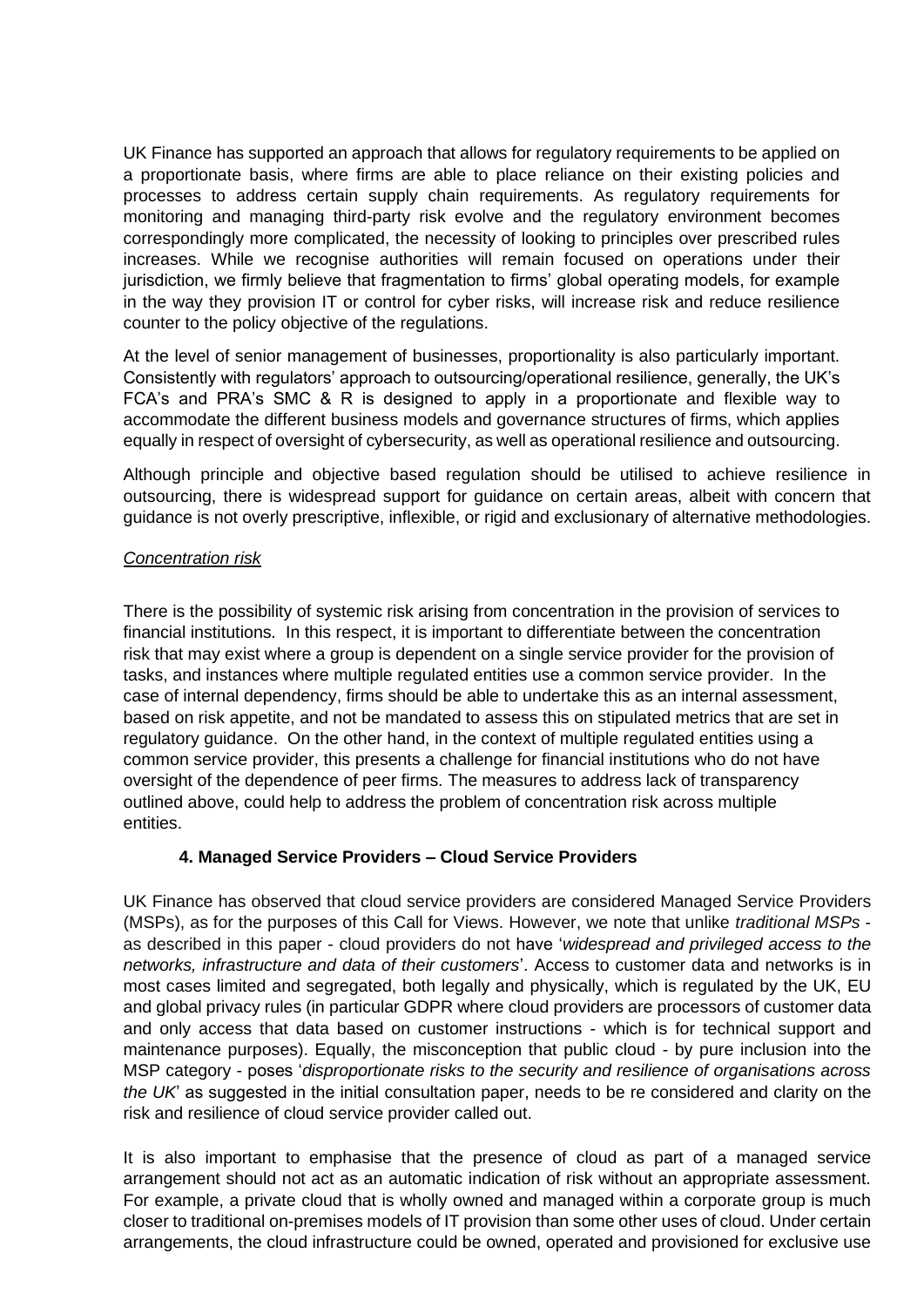UK Finance has supported an approach that allows for regulatory requirements to be applied on a proportionate basis, where firms are able to place reliance on their existing policies and processes to address certain supply chain requirements. As regulatory requirements for monitoring and managing third-party risk evolve and the regulatory environment becomes correspondingly more complicated, the necessity of looking to principles over prescribed rules increases. While we recognise authorities will remain focused on operations under their jurisdiction, we firmly believe that fragmentation to firms' global operating models, for example in the way they provision IT or control for cyber risks, will increase risk and reduce resilience counter to the policy objective of the regulations.

At the level of senior management of businesses, proportionality is also particularly important. Consistently with regulators' approach to outsourcing/operational resilience, generally, the UK's FCA's and PRA's SMC & R is designed to apply in a proportionate and flexible way to accommodate the different business models and governance structures of firms, which applies equally in respect of oversight of cybersecurity, as well as operational resilience and outsourcing.

Although principle and objective based regulation should be utilised to achieve resilience in outsourcing, there is widespread support for guidance on certain areas, albeit with concern that guidance is not overly prescriptive, inflexible, or rigid and exclusionary of alternative methodologies.

*Concentration risk*

There is the possibility of systemic risk arising from concentration in the provision of services to financial institutions. In this respect, it is important to differentiate between the concentration risk that may exist where a group is dependent on a single service provider for the provision of tasks, and instances where multiple regulated entities use a common service provider. In the case of internal dependency, firms should be able to undertake this as an internal assessment, based on risk appetite, and not be mandated to assess this on stipulated metrics that are set in regulatory guidance. On the other hand, in the context of multiple regulated entities using a common service provider, this presents a challenge for financial institutions who do not have oversight of the dependence of peer firms. The measures to address lack of transparency outlined above, could help to address the problem of concentration risk across multiple entities.

### 4. Managed Service Providers – Cloud Service Providers

UK Finance has observed that cloud service providers are considered Managed Service Providers (MSPs), as for the purposes of this Call for Views. However, we note that unlike *traditional MSPs* - as described in this paper - cloud providers do not have '*widespread and privileged access to the networks, infrastructure and data of their customers*'. Access to customer data and networks is in most cases limited and segregated, both legally and physically, which is regulated by the UK, EU and global privacy rules (in particular GDPR where cloud providers are processors of customer data and only access that data based on customer instructions - which is for technical support and maintenance purposes). Equally, the misconception that public cloud - by pure inclusion into the MSP category - poses '*disproportionate risks to the security and resilience of organisations across the UK*' as suggested in the initial consultation paper, needs to be re considered and clarity on the risk and resilience of cloud service provider called out.

It is also important to emphasise that the presence of cloud as part of a managed service arrangement should not act as an automatic indication of risk without an appropriate assessment. For example, a private cloud that is wholly owned and managed within a corporate group is much closer to traditional on-premises models of IT provision than some other uses of cloud. Under certain arrangements, the cloud infrastructure could be owned, operated and provisioned for exclusive use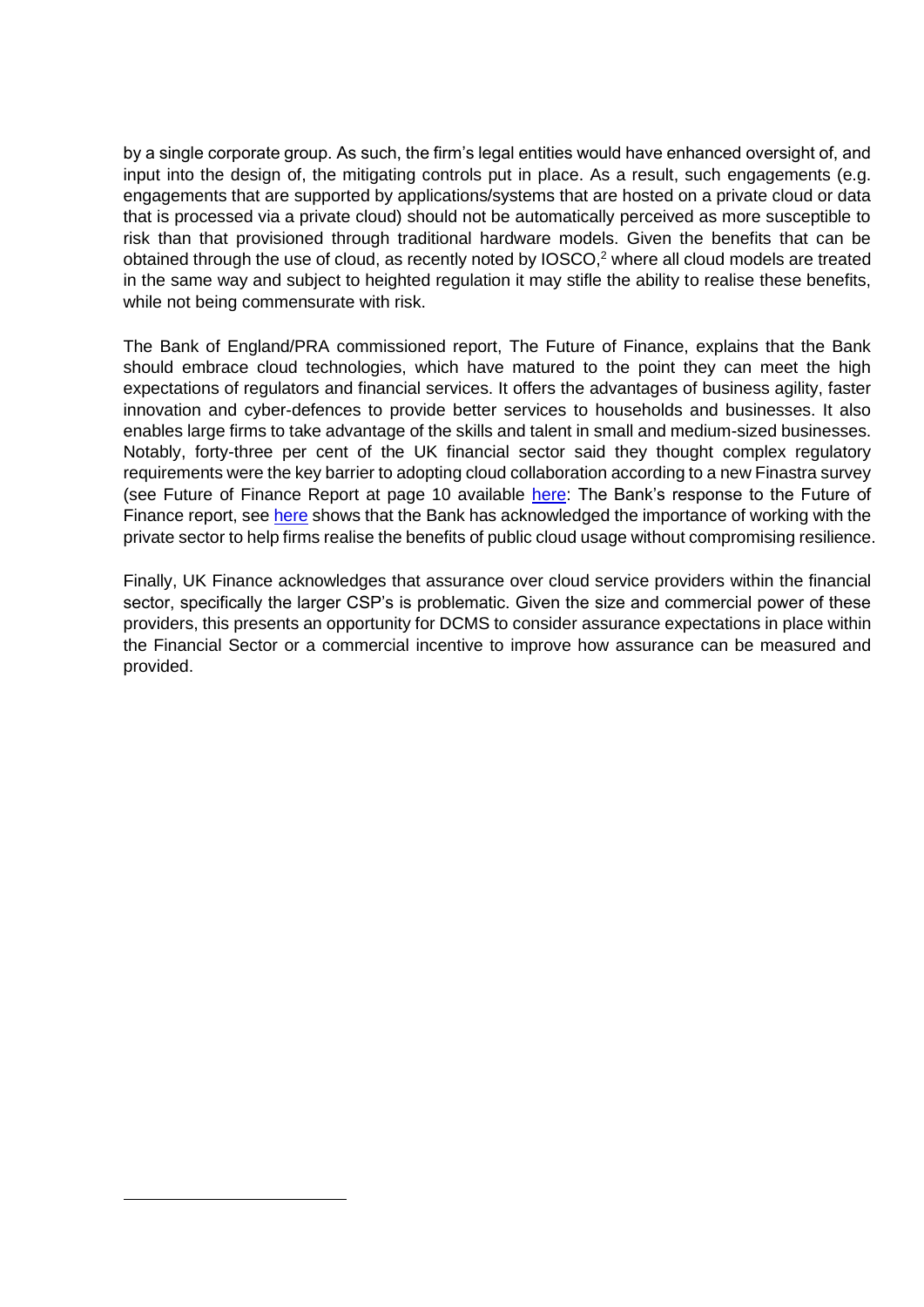by a single corporate group. As such, the firm's legal entities would have enhanced oversight of, and input into the design of, the mitigating controls put in place. As a result, such engagements (e.g. engagements that are supported by applications/systems that are hosted on a private cloud or data that is processed via a private cloud) should not be automatically perceived as more susceptible to risk than that provisioned through traditional hardware models. Given the benefits that can be obtained through the use of cloud, as recently noted by IOSCO,[2] where all cloud models are treated in the same way and subject to heighted regulation it may stifle the ability to realise these benefits, while not being commensurate with risk.

The Bank of England/PRA commissioned report, The Future of Finance, explains that the Bank should embrace cloud technologies, which have matured to the point they can meet the high expectations of regulators and financial services. It offers the advantages of business agility, faster innovation and cyber-defences to provide better services to households and businesses. It also enables large firms to take advantage of the skills and talent in small and medium-sized businesses. Notably, forty-three per cent of the UK financial sector said they thought complex regulatory requirements were the key barrier to adopting cloud collaboration according to a new Finastra survey (see Future of Finance Report at page 10 available [here](): The Bank's response to the Future of Finance report, see [here]() shows that the Bank has acknowledged the importance of working with the private sector to help firms realise the benefits of public cloud usage without compromising resilience.

Finally, UK Finance acknowledges that assurance over cloud service providers within the financial sector, specifically the larger CSP's is problematic. Given the size and commercial power of these providers, this presents an opportunity for DCMS to consider assurance expectations in place within the Financial Sector or a commercial incentive to improve how assurance can be measured and provided.